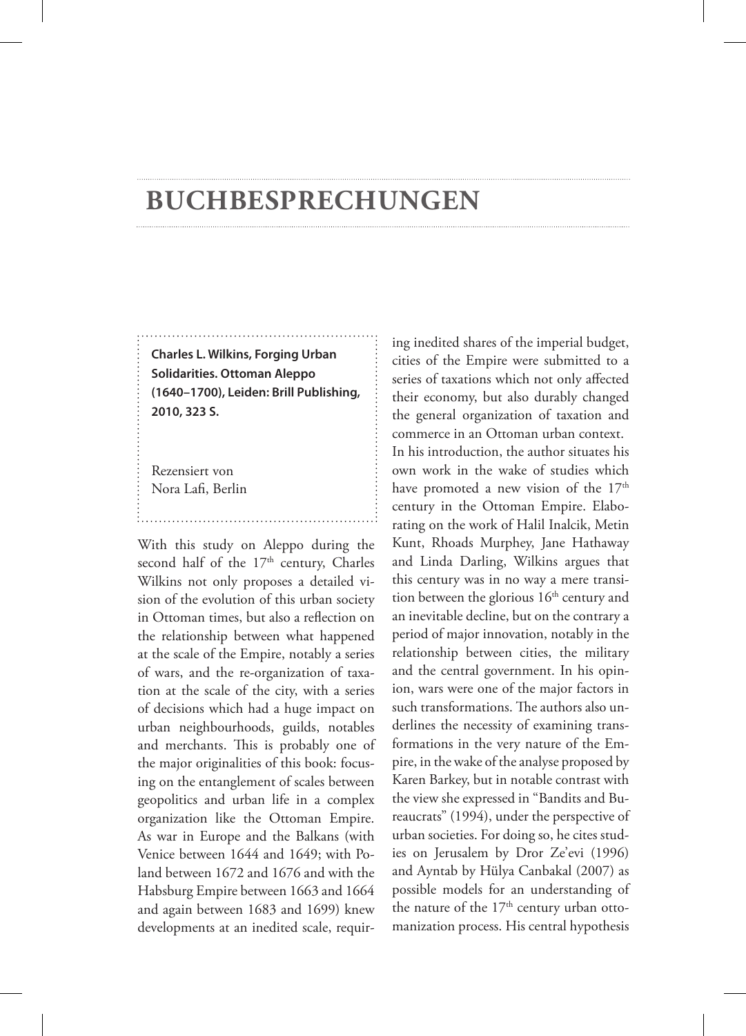# BUCHBESPRECHUNGEN

**Charles L. Wilkins, Forging Urban Solidarities. Ottoman Aleppo (1640–1700), Leiden: Brill Publishing, 2010, 323 S.**

Rezensiert von
Nora Lafi, Berlin

With this study on Aleppo during the second half of the 17th century, Charles Wilkins not only proposes a detailed vision of the evolution of this urban society in Ottoman times, but also a reflection on the relationship between what happened at the scale of the Empire, notably a series of wars, and the re-organization of taxation at the scale of the city, with a series of decisions which had a huge impact on urban neighbourhoods, guilds, notables and merchants. This is probably one of the major originalities of this book: focusing on the entanglement of scales between geopolitics and urban life in a complex organization like the Ottoman Empire. As war in Europe and the Balkans (with Venice between 1644 and 1649; with Poland between 1672 and 1676 and with the Habsburg Empire between 1663 and 1664 and again between 1683 and 1699) knew developments at an inedited scale, requiring inedited shares of the imperial budget, cities of the Empire were submitted to a series of taxations which not only affected their economy, but also durably changed the general organization of taxation and commerce in an Ottoman urban context.

In his introduction, the author situates his own work in the wake of studies which have promoted a new vision of the 17th century in the Ottoman Empire. Elaborating on the work of Halil Inalcik, Metin Kunt, Rhoads Murphey, Jane Hathaway and Linda Darling, Wilkins argues that this century was in no way a mere transition between the glorious 16th century and an inevitable decline, but on the contrary a period of major innovation, notably in the relationship between cities, the military and the central government. In his opinion, wars were one of the major factors in such transformations. The authors also underlines the necessity of examining transformations in the very nature of the Empire, in the wake of the analyse proposed by Karen Barkey, but in notable contrast with the view she expressed in "Bandits and Bureaucrats" (1994), under the perspective of urban societies. For doing so, he cites studies on Jerusalem by Dror Ze'evi (1996) and Ayntab by Hülya Canbakal (2007) as possible models for an understanding of the nature of the 17th century urban ottomanization process. His central hypothesis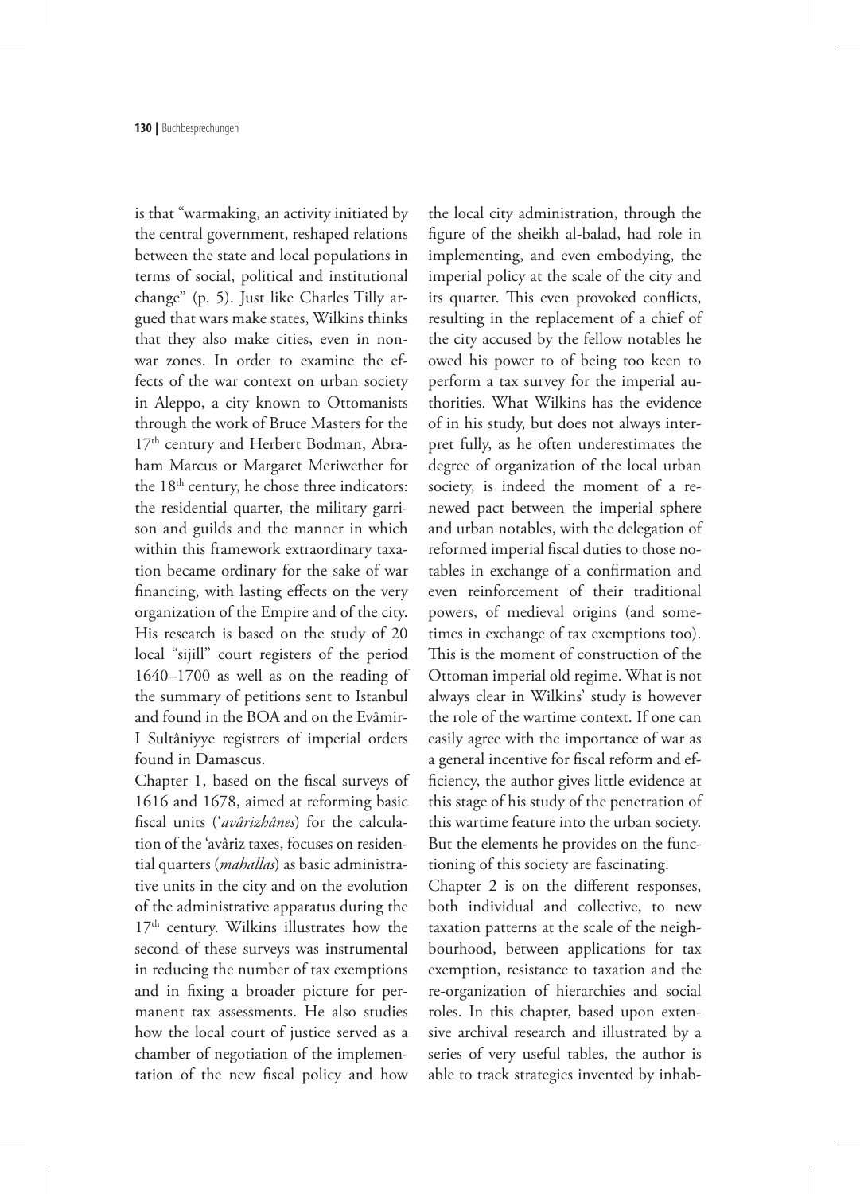is that "warmaking, an activity initiated by the central government, reshaped relations between the state and local populations in terms of social, political and institutional change" (p. 5). Just like Charles Tilly argued that wars make states, Wilkins thinks that they also make cities, even in non-war zones. In order to examine the effects of the war context on urban society in Aleppo, a city known to Ottomanists through the work of Bruce Masters for the 17th century and Herbert Bodman, Abraham Marcus or Margaret Meriwether for the 18th century, he chose three indicators: the residential quarter, the military garrison and guilds and the manner in which within this framework extraordinary taxation became ordinary for the sake of war financing, with lasting effects on the very organization of the Empire and of the city. His research is based on the study of 20 local "sijill" court registers of the period 1640–1700 as well as on the reading of the summary of petitions sent to Istanbul and found in the BOA and on the Evâmir-I Sultâniyye registrers of imperial orders found in Damascus.

Chapter 1, based on the fiscal surveys of 1616 and 1678, aimed at reforming basic fiscal units (*'avârizhânes*) for the calculation of the 'avâriz taxes, focuses on residential quarters (*mahallas*) as basic administrative units in the city and on the evolution of the administrative apparatus during the 17th century. Wilkins illustrates how the second of these surveys was instrumental in reducing the number of tax exemptions and in fixing a broader picture for permanent tax assessments. He also studies how the local court of justice served as a chamber of negotiation of the implementation of the new fiscal policy and how the local city administration, through the figure of the sheikh al-balad, had role in implementing, and even embodying, the imperial policy at the scale of the city and its quarter. This even provoked conflicts, resulting in the replacement of a chief of the city accused by the fellow notables he owed his power to of being too keen to perform a tax survey for the imperial authorities. What Wilkins has the evidence of in his study, but does not always interpret fully, as he often underestimates the degree of organization of the local urban society, is indeed the moment of a renewed pact between the imperial sphere and urban notables, with the delegation of reformed imperial fiscal duties to those notables in exchange of a confirmation and even reinforcement of their traditional powers, of medieval origins (and sometimes in exchange of tax exemptions too). This is the moment of construction of the Ottoman imperial old regime. What is not always clear in Wilkins' study is however the role of the wartime context. If one can easily agree with the importance of war as a general incentive for fiscal reform and efficiency, the author gives little evidence at this stage of his study of the penetration of this wartime feature into the urban society. But the elements he provides on the functioning of this society are fascinating.

Chapter 2 is on the different responses, both individual and collective, to new taxation patterns at the scale of the neighbourhood, between applications for tax exemption, resistance to taxation and the re-organization of hierarchies and social roles. In this chapter, based upon extensive archival research and illustrated by a series of very useful tables, the author is able to track strategies invented by inhab-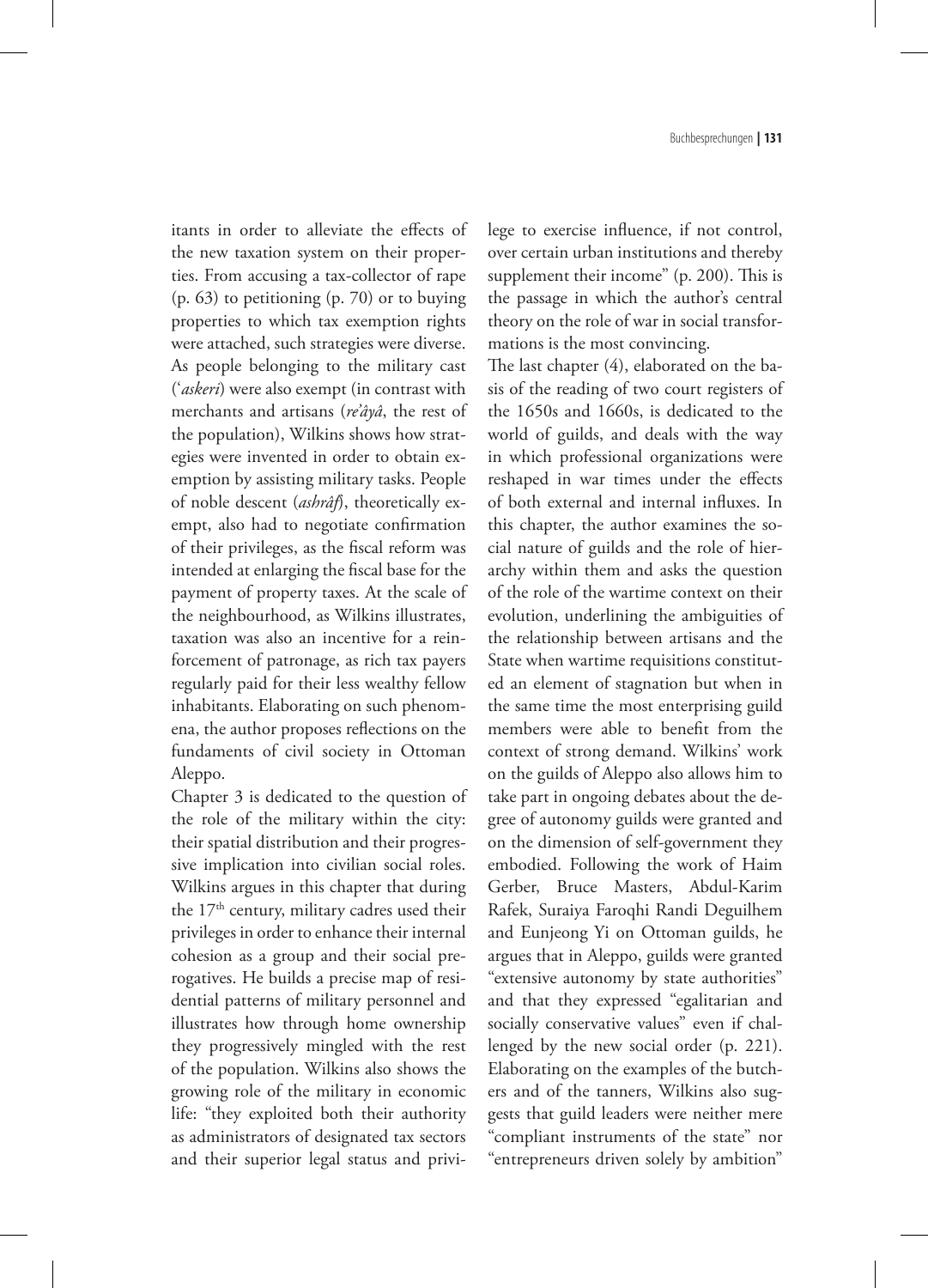itants in order to alleviate the effects of the new taxation system on their properties. From accusing a tax-collector of rape (p. 63) to petitioning (p. 70) or to buying properties to which tax exemption rights were attached, such strategies were diverse. As people belonging to the military cast (*'askerî*) were also exempt (in contrast with merchants and artisans (*re'âyâ*, the rest of the population), Wilkins shows how strategies were invented in order to obtain exemption by assisting military tasks. People of noble descent (*ashrâf*), theoretically exempt, also had to negotiate confirmation of their privileges, as the fiscal reform was intended at enlarging the fiscal base for the payment of property taxes. At the scale of the neighbourhood, as Wilkins illustrates, taxation was also an incentive for a reinforcement of patronage, as rich tax payers regularly paid for their less wealthy fellow inhabitants. Elaborating on such phenomena, the author proposes reflections on the fundaments of civil society in Ottoman Aleppo.

Chapter 3 is dedicated to the question of the role of the military within the city: their spatial distribution and their progressive implication into civilian social roles. Wilkins argues in this chapter that during the 17th century, military cadres used their privileges in order to enhance their internal cohesion as a group and their social prerogatives. He builds a precise map of residential patterns of military personnel and illustrates how through home ownership they progressively mingled with the rest of the population. Wilkins also shows the growing role of the military in economic life: "they exploited both their authority as administrators of designated tax sectors and their superior legal status and privilege to exercise influence, if not control, over certain urban institutions and thereby supplement their income" (p. 200). This is the passage in which the author's central theory on the role of war in social transformations is the most convincing.

The last chapter (4), elaborated on the basis of the reading of two court registers of the 1650s and 1660s, is dedicated to the world of guilds, and deals with the way in which professional organizations were reshaped in war times under the effects of both external and internal influxes. In this chapter, the author examines the social nature of guilds and the role of hierarchy within them and asks the question of the role of the wartime context on their evolution, underlining the ambiguities of the relationship between artisans and the State when wartime requisitions constituted an element of stagnation but when in the same time the most enterprising guild members were able to benefit from the context of strong demand. Wilkins' work on the guilds of Aleppo also allows him to take part in ongoing debates about the degree of autonomy guilds were granted and on the dimension of self-government they embodied. Following the work of Haim Gerber, Bruce Masters, Abdul-Karim Rafek, Suraiya Faroqhi Randi Deguilhem and Eunjeong Yi on Ottoman guilds, he argues that in Aleppo, guilds were granted "extensive autonomy by state authorities" and that they expressed "egalitarian and socially conservative values" even if challenged by the new social order (p. 221). Elaborating on the examples of the butchers and of the tanners, Wilkins also suggests that guild leaders were neither mere "compliant instruments of the state" nor "entrepreneurs driven solely by ambition"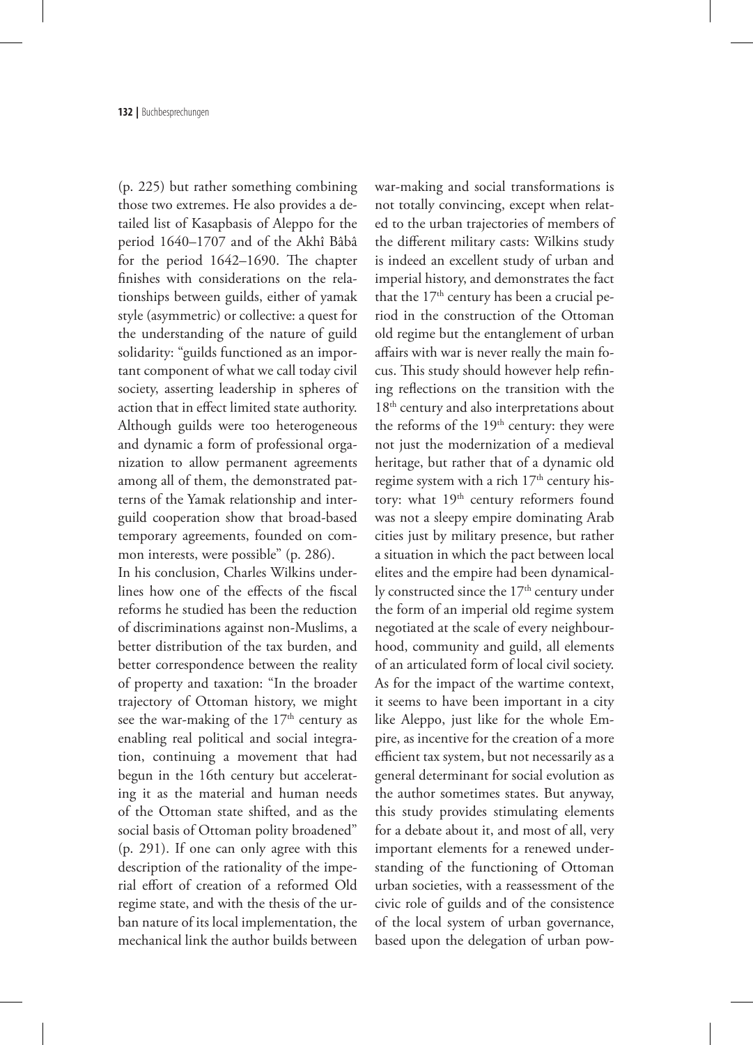(p. 225) but rather something combining those two extremes. He also provides a detailed list of Kasapbasis of Aleppo for the period 1640–1707 and of the Akhî Bâbâ for the period 1642–1690. The chapter finishes with considerations on the relationships between guilds, either of yamak style (asymmetric) or collective: a quest for the understanding of the nature of guild solidarity: "guilds functioned as an important component of what we call today civil society, asserting leadership in spheres of action that in effect limited state authority. Although guilds were too heterogeneous and dynamic a form of professional organization to allow permanent agreements among all of them, the demonstrated patterns of the Yamak relationship and inter-guild cooperation show that broad-based temporary agreements, founded on common interests, were possible" (p. 286).

In his conclusion, Charles Wilkins underlines how one of the effects of the fiscal reforms he studied has been the reduction of discriminations against non-Muslims, a better distribution of the tax burden, and better correspondence between the reality of property and taxation: "In the broader trajectory of Ottoman history, we might see the war-making of the 17th century as enabling real political and social integration, continuing a movement that had begun in the 16th century but accelerating it as the material and human needs of the Ottoman state shifted, and as the social basis of Ottoman polity broadened" (p. 291). If one can only agree with this description of the rationality of the imperial effort of creation of a reformed Old regime state, and with the thesis of the urban nature of its local implementation, the mechanical link the author builds between war-making and social transformations is not totally convincing, except when related to the urban trajectories of members of the different military casts: Wilkins study is indeed an excellent study of urban and imperial history, and demonstrates the fact that the 17th century has been a crucial period in the construction of the Ottoman old regime but the entanglement of urban affairs with war is never really the main focus. This study should however help refining reflections on the transition with the 18th century and also interpretations about the reforms of the 19th century: they were not just the modernization of a medieval heritage, but rather that of a dynamic old regime system with a rich 17th century history: what 19th century reformers found was not a sleepy empire dominating Arab cities just by military presence, but rather a situation in which the pact between local elites and the empire had been dynamically constructed since the 17th century under the form of an imperial old regime system negotiated at the scale of every neighbourhood, community and guild, all elements of an articulated form of local civil society. As for the impact of the wartime context, it seems to have been important in a city like Aleppo, just like for the whole Empire, as incentive for the creation of a more efficient tax system, but not necessarily as a general determinant for social evolution as the author sometimes states. But anyway, this study provides stimulating elements for a debate about it, and most of all, very important elements for a renewed understanding of the functioning of Ottoman urban societies, with a reassessment of the civic role of guilds and of the consistence of the local system of urban governance, based upon the delegation of urban pow-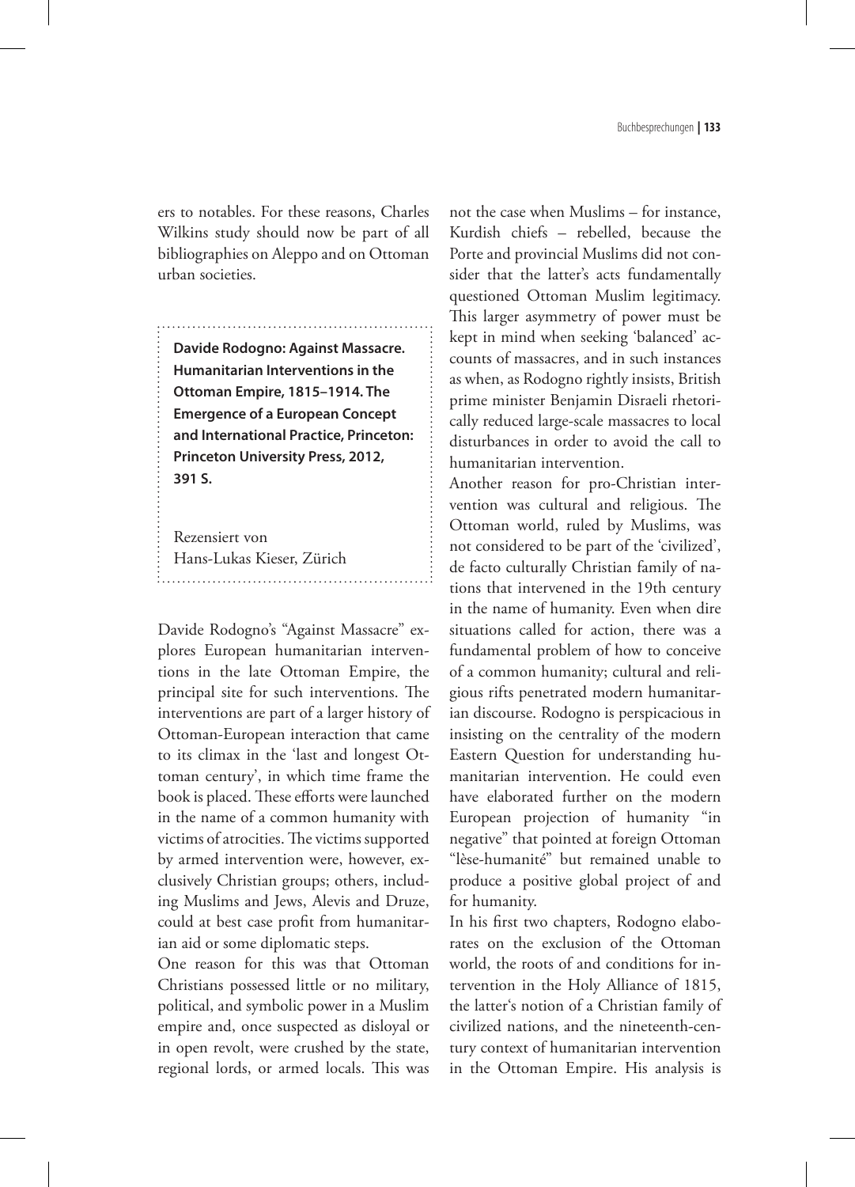ers to notables. For these reasons, Charles Wilkins study should now be part of all bibliographies on Aleppo and on Ottoman urban societies.

**Davide Rodogno: Against Massacre. Humanitarian Interventions in the Ottoman Empire, 1815–1914. The Emergence of a European Concept and International Practice, Princeton: Princeton University Press, 2012, 391 S.**

Rezensiert von
Hans-Lukas Kieser, Zürich

Davide Rodogno's "Against Massacre" explores European humanitarian interventions in the late Ottoman Empire, the principal site for such interventions. The interventions are part of a larger history of Ottoman-European interaction that came to its climax in the 'last and longest Ottoman century', in which time frame the book is placed. These efforts were launched in the name of a common humanity with victims of atrocities. The victims supported by armed intervention were, however, exclusively Christian groups; others, including Muslims and Jews, Alevis and Druze, could at best case profit from humanitarian aid or some diplomatic steps.

One reason for this was that Ottoman Christians possessed little or no military, political, and symbolic power in a Muslim empire and, once suspected as disloyal or in open revolt, were crushed by the state, regional lords, or armed locals. This was not the case when Muslims – for instance, Kurdish chiefs – rebelled, because the Porte and provincial Muslims did not consider that the latter's acts fundamentally questioned Ottoman Muslim legitimacy. This larger asymmetry of power must be kept in mind when seeking 'balanced' accounts of massacres, and in such instances as when, as Rodogno rightly insists, British prime minister Benjamin Disraeli rhetorically reduced large-scale massacres to local disturbances in order to avoid the call to humanitarian intervention.

Another reason for pro-Christian intervention was cultural and religious. The Ottoman world, ruled by Muslims, was not considered to be part of the 'civilized', de facto culturally Christian family of nations that intervened in the 19th century in the name of humanity. Even when dire situations called for action, there was a fundamental problem of how to conceive of a common humanity; cultural and religious rifts penetrated modern humanitarian discourse. Rodogno is perspicacious in insisting on the centrality of the modern Eastern Question for understanding humanitarian intervention. He could even have elaborated further on the modern European projection of humanity "in negative" that pointed at foreign Ottoman "lèse-humanité" but remained unable to produce a positive global project of and for humanity.

In his first two chapters, Rodogno elaborates on the exclusion of the Ottoman world, the roots of and conditions for intervention in the Holy Alliance of 1815, the latter's notion of a Christian family of civilized nations, and the nineteenth-century context of humanitarian intervention in the Ottoman Empire. His analysis is